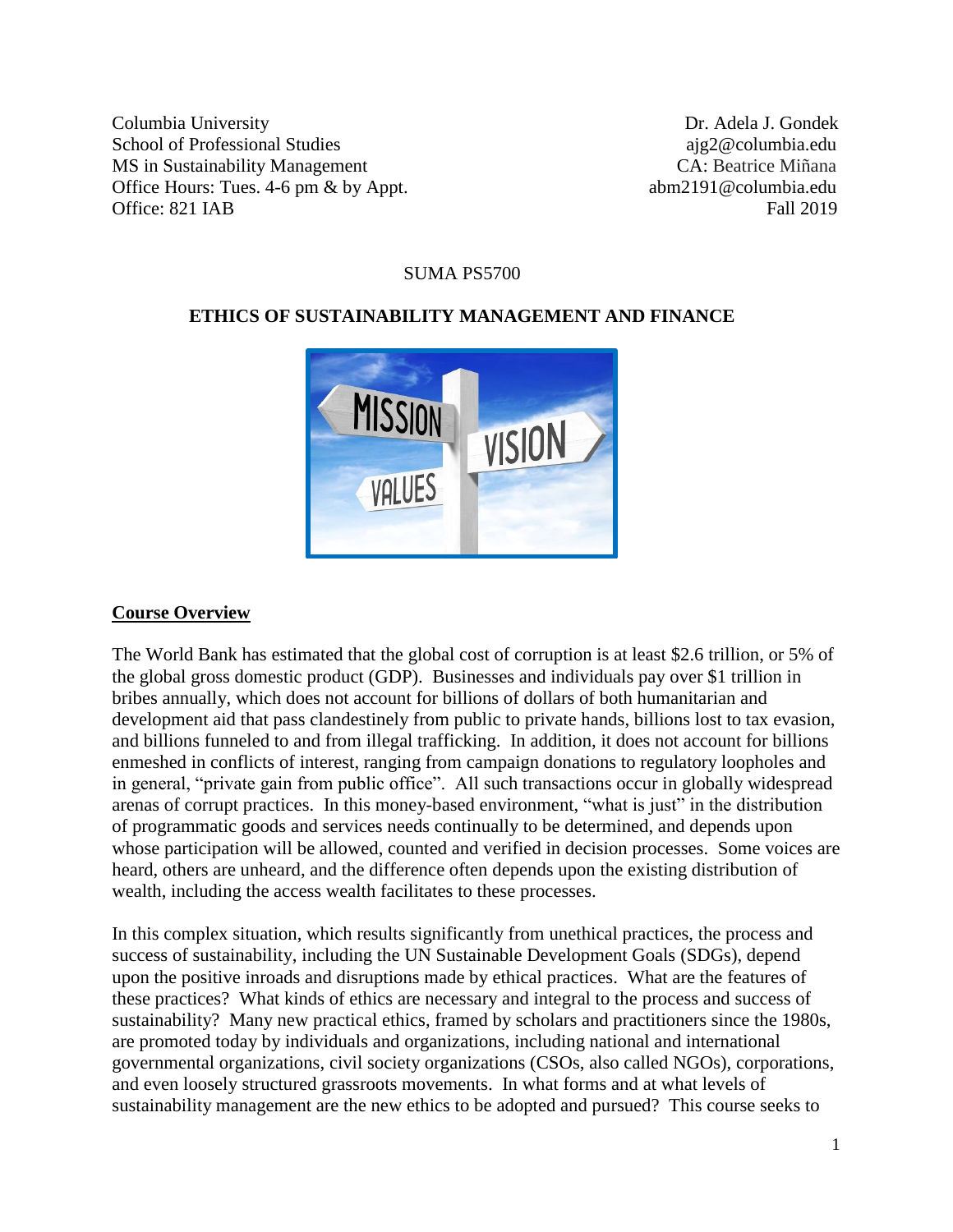Columbia University
School of Professional Studies
MS in Sustainability Management
Office Hours: Tues. 4-6 pm & by Appt.
Office: 821 IAB

Dr. Adela J. Gondek
ajg2@columbia.edu
CA: Beatrice Miñana
abm2191@columbia.edu
Fall 2019

SUMA PS5700

# ETHICS OF SUSTAINABILITY MANAGEMENT AND FINANCE

## Course Overview

The World Bank has estimated that the global cost of corruption is at least $2.6 trillion, or 5% of the global gross domestic product (GDP). Businesses and individuals pay over $1 trillion in bribes annually, which does not account for billions of dollars of both humanitarian and development aid that pass clandestinely from public to private hands, billions lost to tax evasion, and billions funneled to and from illegal trafficking. In addition, it does not account for billions enmeshed in conflicts of interest, ranging from campaign donations to regulatory loopholes and in general, "private gain from public office". All such transactions occur in globally widespread arenas of corrupt practices. In this money-based environment, "what is just" in the distribution of programmatic goods and services needs continually to be determined, and depends upon whose participation will be allowed, counted and verified in decision processes. Some voices are heard, others are unheard, and the difference often depends upon the existing distribution of wealth, including the access wealth facilitates to these processes.

In this complex situation, which results significantly from unethical practices, the process and success of sustainability, including the UN Sustainable Development Goals (SDGs), depend upon the positive inroads and disruptions made by ethical practices. What are the features of these practices? What kinds of ethics are necessary and integral to the process and success of sustainability? Many new practical ethics, framed by scholars and practitioners since the 1980s, are promoted today by individuals and organizations, including national and international governmental organizations, civil society organizations (CSOs, also called NGOs), corporations, and even loosely structured grassroots movements. In what forms and at what levels of sustainability management are the new ethics to be adopted and pursued? This course seeks to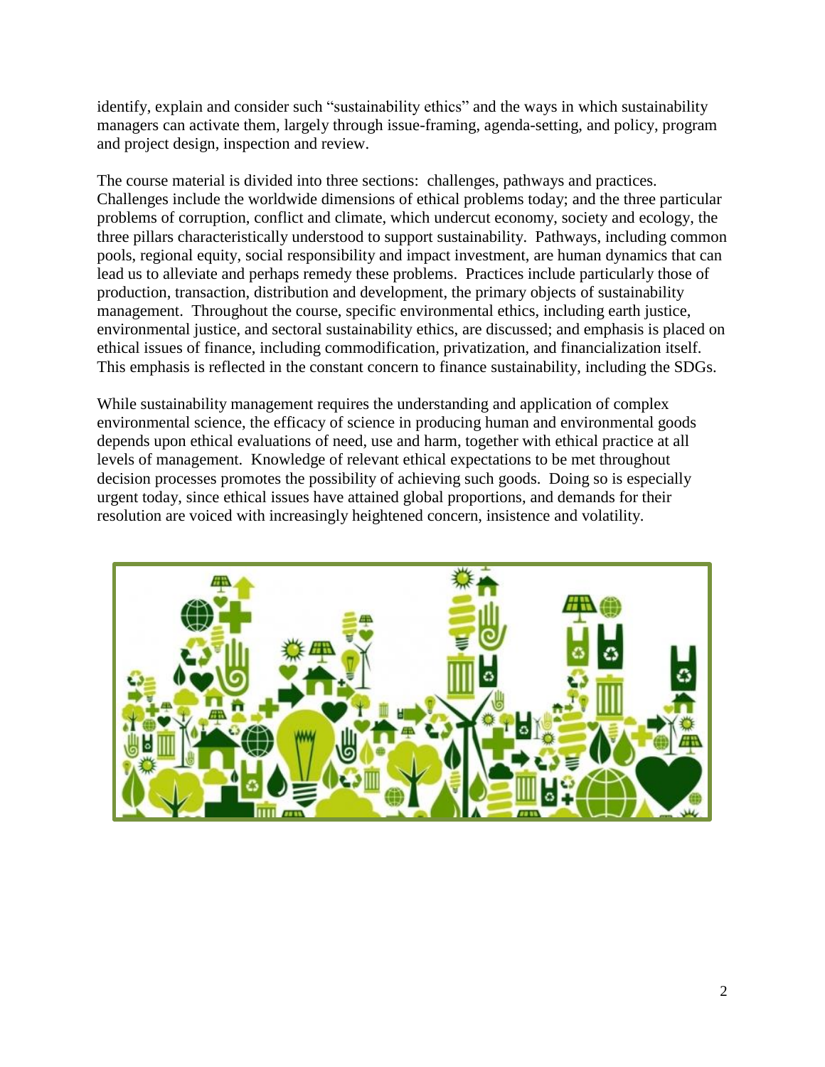identify, explain and consider such "sustainability ethics" and the ways in which sustainability managers can activate them, largely through issue-framing, agenda-setting, and policy, program and project design, inspection and review.

The course material is divided into three sections: challenges, pathways and practices. Challenges include the worldwide dimensions of ethical problems today; and the three particular problems of corruption, conflict and climate, which undercut economy, society and ecology, the three pillars characteristically understood to support sustainability. Pathways, including common pools, regional equity, social responsibility and impact investment, are human dynamics that can lead us to alleviate and perhaps remedy these problems. Practices include particularly those of production, transaction, distribution and development, the primary objects of sustainability management. Throughout the course, specific environmental ethics, including earth justice, environmental justice, and sectoral sustainability ethics, are discussed; and emphasis is placed on ethical issues of finance, including commodification, privatization, and financialization itself. This emphasis is reflected in the constant concern to finance sustainability, including the SDGs.

While sustainability management requires the understanding and application of complex environmental science, the efficacy of science in producing human and environmental goods depends upon ethical evaluations of need, use and harm, together with ethical practice at all levels of management. Knowledge of relevant ethical expectations to be met throughout decision processes promotes the possibility of achieving such goods. Doing so is especially urgent today, since ethical issues have attained global proportions, and demands for their resolution are voiced with increasingly heightened concern, insistence and volatility.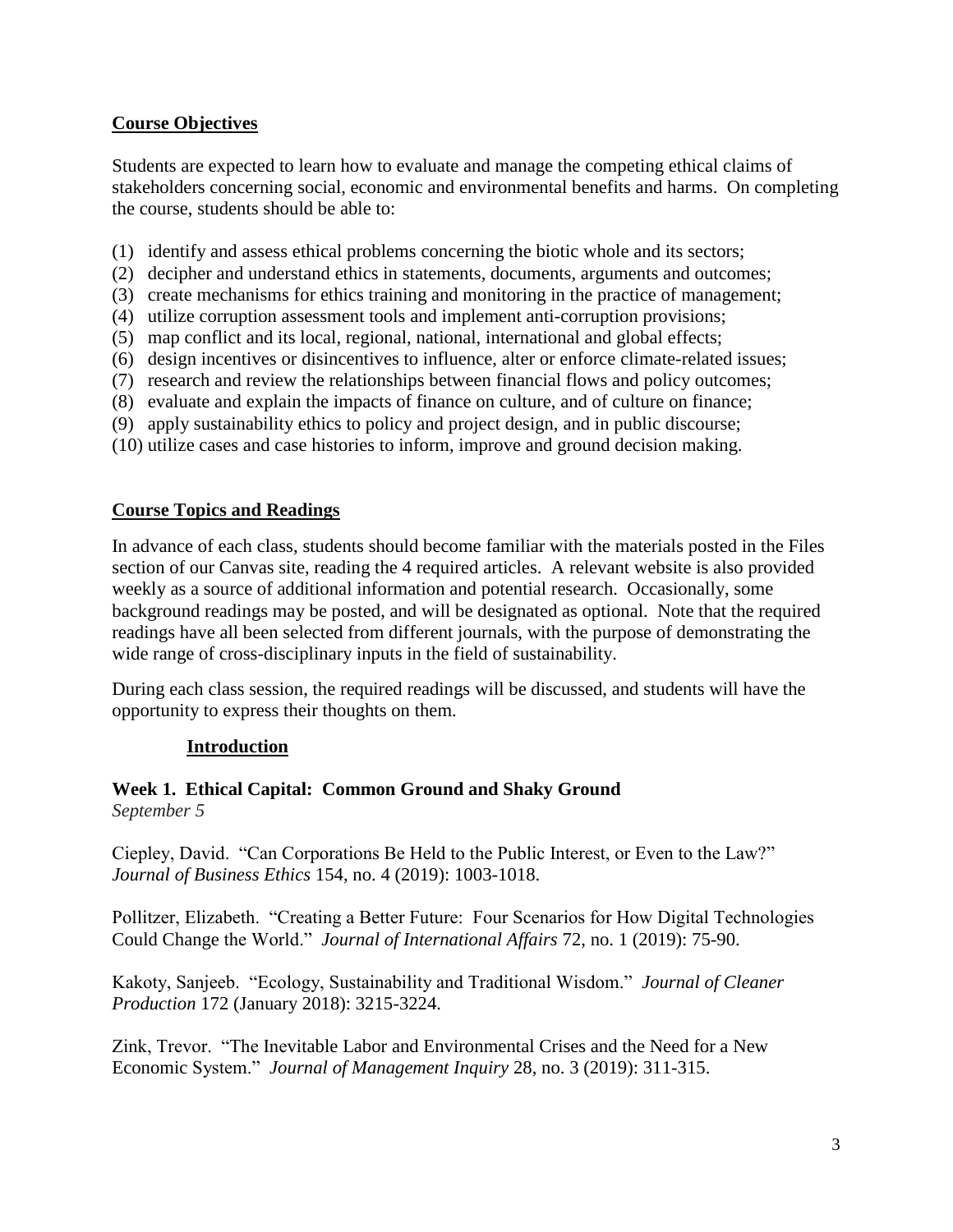## Course Objectives

Students are expected to learn how to evaluate and manage the competing ethical claims of stakeholders concerning social, economic and environmental benefits and harms. On completing the course, students should be able to:

(1) identify and assess ethical problems concerning the biotic whole and its sectors;
(2) decipher and understand ethics in statements, documents, arguments and outcomes;
(3) create mechanisms for ethics training and monitoring in the practice of management;
(4) utilize corruption assessment tools and implement anti-corruption provisions;
(5) map conflict and its local, regional, national, international and global effects;
(6) design incentives or disincentives to influence, alter or enforce climate-related issues;
(7) research and review the relationships between financial flows and policy outcomes;
(8) evaluate and explain the impacts of finance on culture, and of culture on finance;
(9) apply sustainability ethics to policy and project design, and in public discourse;
(10) utilize cases and case histories to inform, improve and ground decision making.

## Course Topics and Readings

In advance of each class, students should become familiar with the materials posted in the Files section of our Canvas site, reading the 4 required articles. A relevant website is also provided weekly as a source of additional information and potential research. Occasionally, some background readings may be posted, and will be designated as optional. Note that the required readings have all been selected from different journals, with the purpose of demonstrating the wide range of cross-disciplinary inputs in the field of sustainability.

During each class session, the required readings will be discussed, and students will have the opportunity to express their thoughts on them.

### Introduction

**Week 1. Ethical Capital: Common Ground and Shaky Ground**
*September 5*

Ciepley, David. "Can Corporations Be Held to the Public Interest, or Even to the Law?" *Journal of Business Ethics* 154, no. 4 (2019): 1003-1018.

Pollitzer, Elizabeth. "Creating a Better Future: Four Scenarios for How Digital Technologies Could Change the World." *Journal of International Affairs* 72, no. 1 (2019): 75-90.

Kakoty, Sanjeeb. "Ecology, Sustainability and Traditional Wisdom." *Journal of Cleaner Production* 172 (January 2018): 3215-3224.

Zink, Trevor. "The Inevitable Labor and Environmental Crises and the Need for a New Economic System." *Journal of Management Inquiry* 28, no. 3 (2019): 311-315.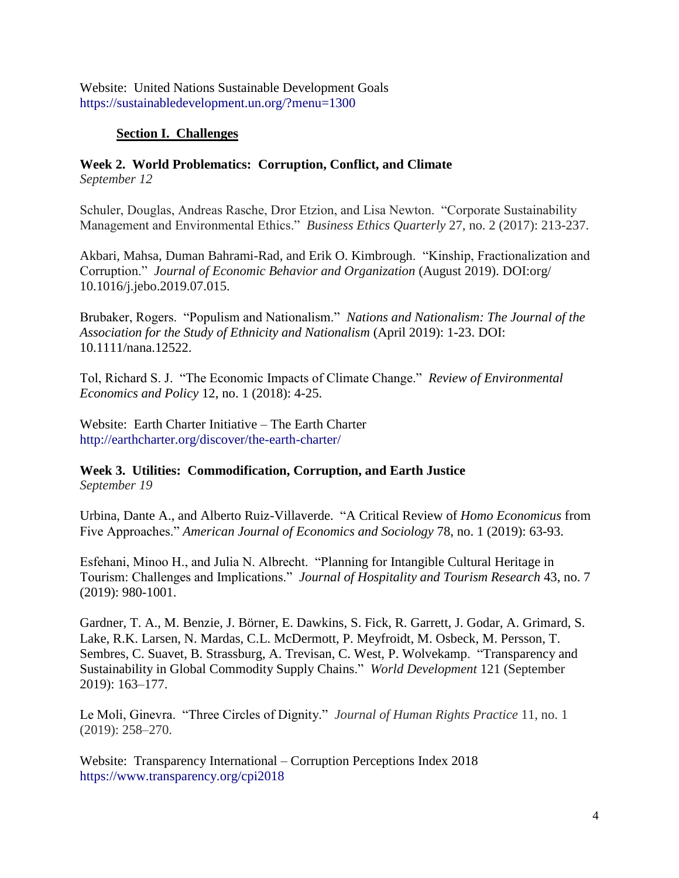Website: United Nations Sustainable Development Goals
https://sustainabledevelopment.un.org/?menu=1300

## **Section I. Challenges**

### **Week 2. World Problematics: Corruption, Conflict, and Climate**

*September 12*

Schuler, Douglas, Andreas Rasche, Dror Etzion, and Lisa Newton. "Corporate Sustainability Management and Environmental Ethics." *Business Ethics Quarterly* 27, no. 2 (2017): 213-237.

Akbari, Mahsa, Duman Bahrami-Rad, and Erik O. Kimbrough. "Kinship, Fractionalization and Corruption." *Journal of Economic Behavior and Organization* (August 2019). DOI:org/ 10.1016/j.jebo.2019.07.015.

Brubaker, Rogers. "Populism and Nationalism." *Nations and Nationalism: The Journal of the Association for the Study of Ethnicity and Nationalism* (April 2019): 1-23. DOI: 10.1111/nana.12522.

Tol, Richard S. J. "The Economic Impacts of Climate Change." *Review of Environmental Economics and Policy* 12, no. 1 (2018): 4-25.

Website: Earth Charter Initiative – The Earth Charter
http://earthcharter.org/discover/the-earth-charter/

### **Week 3. Utilities: Commodification, Corruption, and Earth Justice**

*September 19*

Urbina, Dante A., and Alberto Ruiz-Villaverde. "A Critical Review of *Homo Economicus* from Five Approaches." *American Journal of Economics and Sociology* 78, no. 1 (2019): 63-93.

Esfehani, Minoo H., and Julia N. Albrecht. "Planning for Intangible Cultural Heritage in Tourism: Challenges and Implications." *Journal of Hospitality and Tourism Research* 43, no. 7 (2019): 980-1001.

Gardner, T. A., M. Benzie, J. Börner, E. Dawkins, S. Fick, R. Garrett, J. Godar, A. Grimard, S. Lake, R.K. Larsen, N. Mardas, C.L. McDermott, P. Meyfroidt, M. Osbeck, M. Persson, T. Sembres, C. Suavet, B. Strassburg, A. Trevisan, C. West, P. Wolvekamp. "Transparency and Sustainability in Global Commodity Supply Chains." *World Development* 121 (September 2019): 163–177.

Le Moli, Ginevra. "Three Circles of Dignity." *Journal of Human Rights Practice* 11, no. 1 (2019): 258–270.

Website: Transparency International – Corruption Perceptions Index 2018
https://www.transparency.org/cpi2018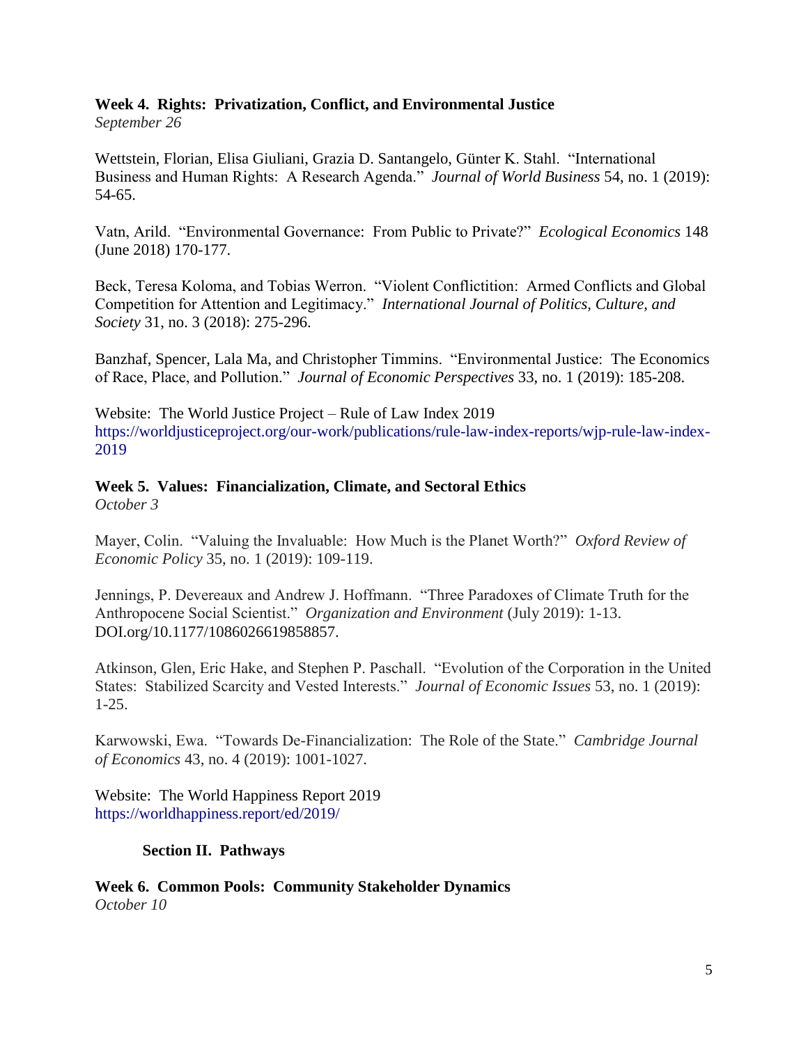**Week 4. Rights: Privatization, Conflict, and Environmental Justice**
*September 26*

Wettstein, Florian, Elisa Giuliani, Grazia D. Santangelo, Günter K. Stahl. "International Business and Human Rights: A Research Agenda." *Journal of World Business* 54, no. 1 (2019): 54-65.

Vatn, Arild. "Environmental Governance: From Public to Private?" *Ecological Economics* 148 (June 2018) 170-177.

Beck, Teresa Koloma, and Tobias Werron. "Violent Conflictition: Armed Conflicts and Global Competition for Attention and Legitimacy." *International Journal of Politics, Culture, and Society* 31, no. 3 (2018): 275-296.

Banzhaf, Spencer, Lala Ma, and Christopher Timmins. "Environmental Justice: The Economics of Race, Place, and Pollution." *Journal of Economic Perspectives* 33, no. 1 (2019): 185-208.

Website: The World Justice Project – Rule of Law Index 2019
https://worldjusticeproject.org/our-work/publications/rule-law-index-reports/wjp-rule-law-index-2019

**Week 5. Values: Financialization, Climate, and Sectoral Ethics**
*October 3*

Mayer, Colin. "Valuing the Invaluable: How Much is the Planet Worth?" *Oxford Review of Economic Policy* 35, no. 1 (2019): 109-119.

Jennings, P. Devereaux and Andrew J. Hoffmann. "Three Paradoxes of Climate Truth for the Anthropocene Social Scientist." *Organization and Environment* (July 2019): 1-13. DOI.org/10.1177/1086026619858857.

Atkinson, Glen, Eric Hake, and Stephen P. Paschall. "Evolution of the Corporation in the United States: Stabilized Scarcity and Vested Interests." *Journal of Economic Issues* 53, no. 1 (2019): 1-25.

Karwowski, Ewa. "Towards De-Financialization: The Role of the State." *Cambridge Journal of Economics* 43, no. 4 (2019): 1001-1027.

Website: The World Happiness Report 2019
https://worldhappiness.report/ed/2019/

**Section II. Pathways**

**Week 6. Common Pools: Community Stakeholder Dynamics**
*October 10*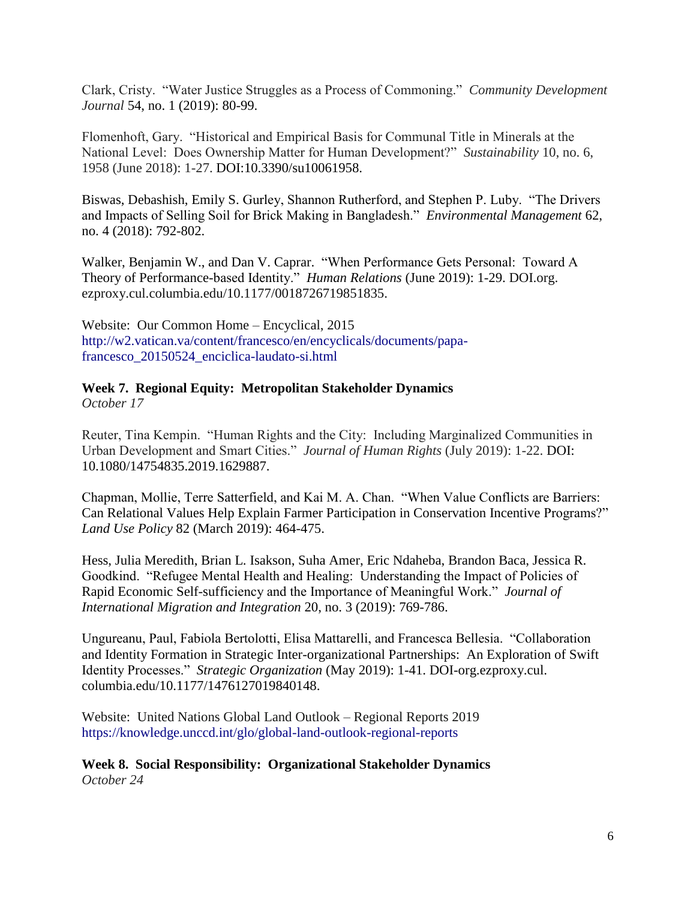Clark, Cristy. "Water Justice Struggles as a Process of Commoning." *Community Development Journal* 54, no. 1 (2019): 80-99.

Flomenhoft, Gary. "Historical and Empirical Basis for Communal Title in Minerals at the National Level: Does Ownership Matter for Human Development?" *Sustainability* 10, no. 6, 1958 (June 2018): 1-27. DOI:10.3390/su10061958.

Biswas, Debashish, Emily S. Gurley, Shannon Rutherford, and Stephen P. Luby. "The Drivers and Impacts of Selling Soil for Brick Making in Bangladesh." *Environmental Management* 62, no. 4 (2018): 792-802.

Walker, Benjamin W., and Dan V. Caprar. "When Performance Gets Personal: Toward A Theory of Performance-based Identity." *Human Relations* (June 2019): 1-29. DOI.org. ezproxy.cul.columbia.edu/10.1177/0018726719851835.

Website: Our Common Home – Encyclical, 2015
http://w2.vatican.va/content/francesco/en/encyclicals/documents/papa-francesco_20150524_enciclica-laudato-si.html

**Week 7. Regional Equity: Metropolitan Stakeholder Dynamics**
*October 17*

Reuter, Tina Kempin. "Human Rights and the City: Including Marginalized Communities in Urban Development and Smart Cities." *Journal of Human Rights* (July 2019): 1-22. DOI: 10.1080/14754835.2019.1629887.

Chapman, Mollie, Terre Satterfield, and Kai M. A. Chan. "When Value Conflicts are Barriers: Can Relational Values Help Explain Farmer Participation in Conservation Incentive Programs?" *Land Use Policy* 82 (March 2019): 464-475.

Hess, Julia Meredith, Brian L. Isakson, Suha Amer, Eric Ndaheba, Brandon Baca, Jessica R. Goodkind. "Refugee Mental Health and Healing: Understanding the Impact of Policies of Rapid Economic Self-sufficiency and the Importance of Meaningful Work." *Journal of International Migration and Integration* 20, no. 3 (2019): 769-786.

Ungureanu, Paul, Fabiola Bertolotti, Elisa Mattarelli, and Francesca Bellesia. "Collaboration and Identity Formation in Strategic Inter-organizational Partnerships: An Exploration of Swift Identity Processes." *Strategic Organization* (May 2019): 1-41. DOI-org.ezproxy.cul. columbia.edu/10.1177/1476127019840148.

Website: United Nations Global Land Outlook – Regional Reports 2019
https://knowledge.unccd.int/glo/global-land-outlook-regional-reports

**Week 8. Social Responsibility: Organizational Stakeholder Dynamics**
*October 24*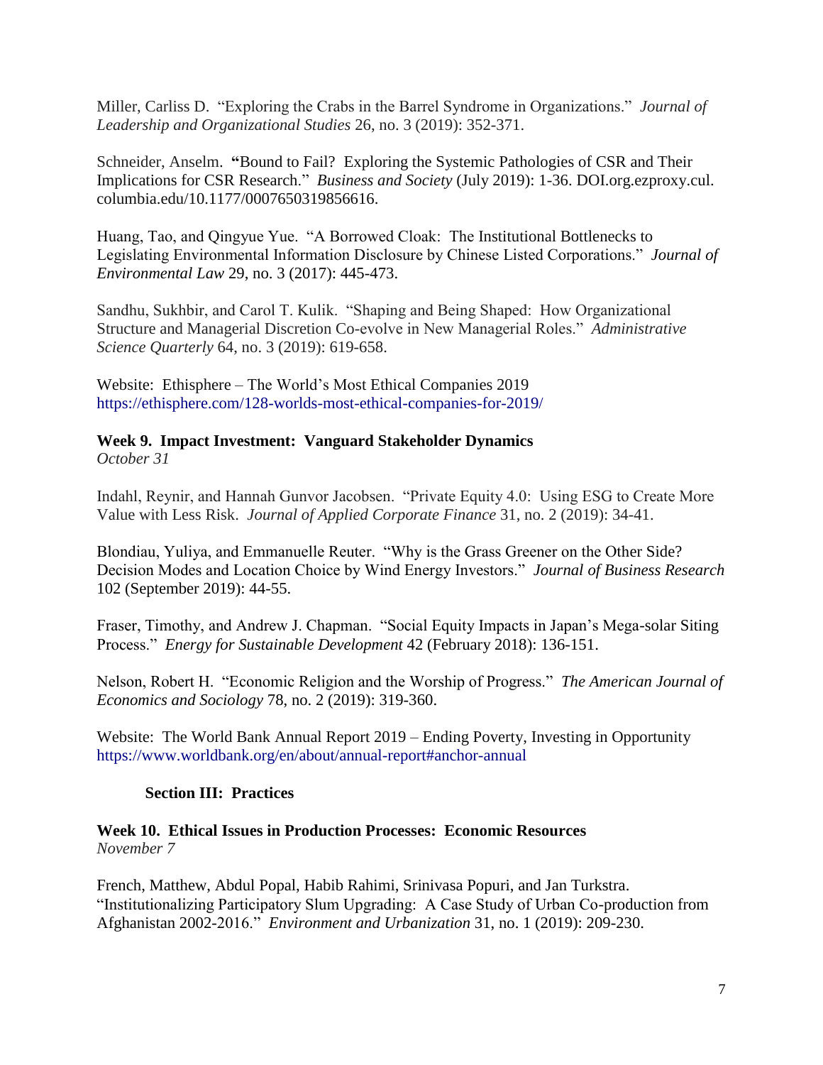Miller, Carliss D. "Exploring the Crabs in the Barrel Syndrome in Organizations." *Journal of Leadership and Organizational Studies* 26, no. 3 (2019): 352-371.

Schneider, Anselm. **"**Bound to Fail? Exploring the Systemic Pathologies of CSR and Their Implications for CSR Research." *Business and Society* (July 2019): 1-36. DOI.org.ezproxy.cul.columbia.edu/10.1177/0007650319856616.

Huang, Tao, and Qingyue Yue. "A Borrowed Cloak: The Institutional Bottlenecks to Legislating Environmental Information Disclosure by Chinese Listed Corporations." *Journal of Environmental Law* 29, no. 3 (2017): 445-473.

Sandhu, Sukhbir, and Carol T. Kulik. "Shaping and Being Shaped: How Organizational Structure and Managerial Discretion Co-evolve in New Managerial Roles." *Administrative Science Quarterly* 64, no. 3 (2019): 619-658.

Website: Ethisphere – The World's Most Ethical Companies 2019
https://ethisphere.com/128-worlds-most-ethical-companies-for-2019/

**Week 9. Impact Investment: Vanguard Stakeholder Dynamics**
*October 31*

Indahl, Reynir, and Hannah Gunvor Jacobsen. "Private Equity 4.0: Using ESG to Create More Value with Less Risk. *Journal of Applied Corporate Finance* 31, no. 2 (2019): 34-41.

Blondiau, Yuliya, and Emmanuelle Reuter. "Why is the Grass Greener on the Other Side? Decision Modes and Location Choice by Wind Energy Investors." *Journal of Business Research* 102 (September 2019): 44-55.

Fraser, Timothy, and Andrew J. Chapman. "Social Equity Impacts in Japan's Mega-solar Siting Process." *Energy for Sustainable Development* 42 (February 2018): 136-151.

Nelson, Robert H. "Economic Religion and the Worship of Progress." *The American Journal of Economics and Sociology* 78, no. 2 (2019): 319-360.

Website: The World Bank Annual Report 2019 – Ending Poverty, Investing in Opportunity
https://www.worldbank.org/en/about/annual-report#anchor-annual

**Section III: Practices**

**Week 10. Ethical Issues in Production Processes: Economic Resources**
*November 7*

French, Matthew, Abdul Popal, Habib Rahimi, Srinivasa Popuri, and Jan Turkstra. "Institutionalizing Participatory Slum Upgrading: A Case Study of Urban Co-production from Afghanistan 2002-2016." *Environment and Urbanization* 31, no. 1 (2019): 209-230.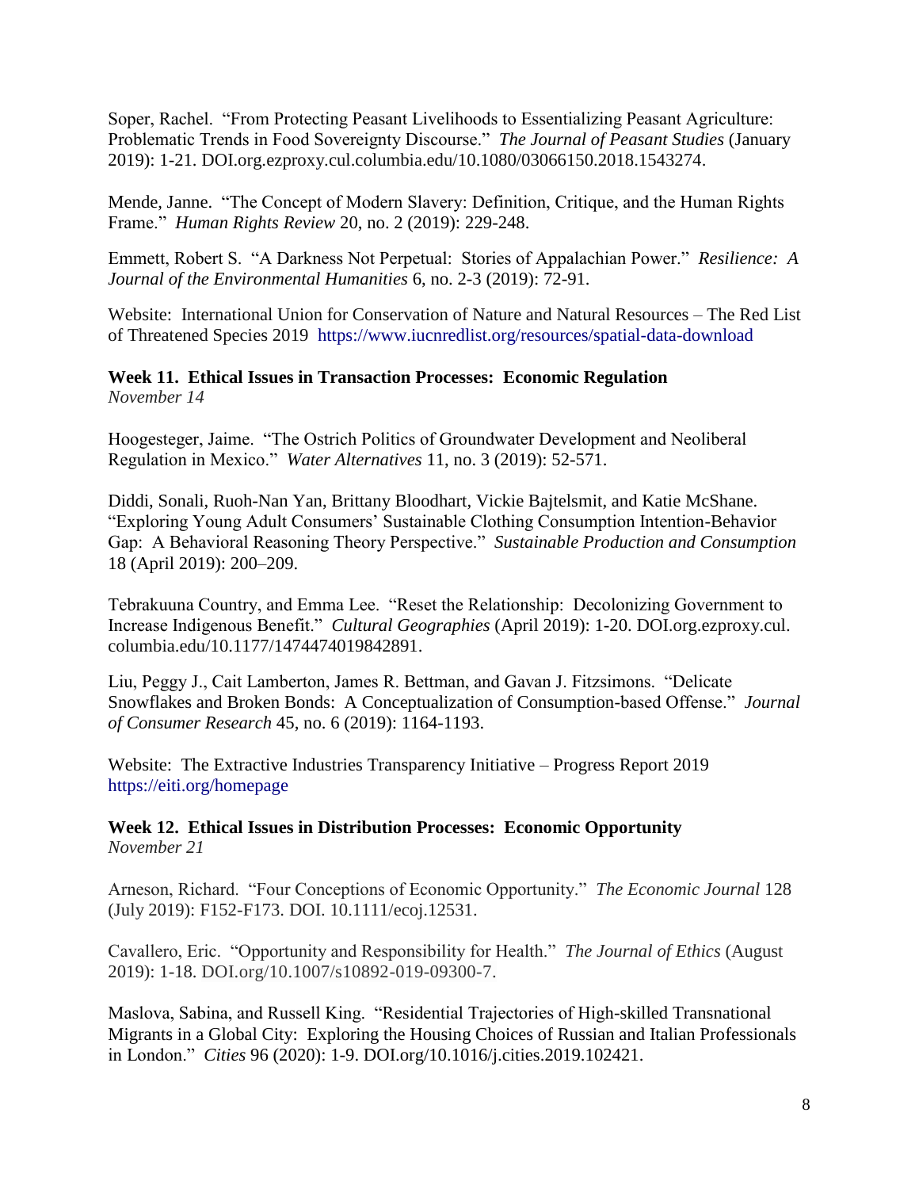Soper, Rachel. "From Protecting Peasant Livelihoods to Essentializing Peasant Agriculture: Problematic Trends in Food Sovereignty Discourse." *The Journal of Peasant Studies* (January 2019): 1-21. DOI.org.ezproxy.cul.columbia.edu/10.1080/03066150.2018.1543274.

Mende, Janne. "The Concept of Modern Slavery: Definition, Critique, and the Human Rights Frame." *Human Rights Review* 20, no. 2 (2019): 229-248.

Emmett, Robert S. "A Darkness Not Perpetual: Stories of Appalachian Power." *Resilience: A Journal of the Environmental Humanities* 6, no. 2-3 (2019): 72-91.

Website: International Union for Conservation of Nature and Natural Resources – The Red List of Threatened Species 2019 https://www.iucnredlist.org/resources/spatial-data-download

**Week 11. Ethical Issues in Transaction Processes: Economic Regulation**
*November 14*

Hoogesteger, Jaime. "The Ostrich Politics of Groundwater Development and Neoliberal Regulation in Mexico." *Water Alternatives* 11, no. 3 (2019): 52-571.

Diddi, Sonali, Ruoh-Nan Yan, Brittany Bloodhart, Vickie Bajtelsmit, and Katie McShane. "Exploring Young Adult Consumers' Sustainable Clothing Consumption Intention-Behavior Gap: A Behavioral Reasoning Theory Perspective." *Sustainable Production and Consumption* 18 (April 2019): 200–209.

Tebrakuuna Country, and Emma Lee. "Reset the Relationship: Decolonizing Government to Increase Indigenous Benefit." *Cultural Geographies* (April 2019): 1-20. DOI.org.ezproxy.cul.columbia.edu/10.1177/1474474019842891.

Liu, Peggy J., Cait Lamberton, James R. Bettman, and Gavan J. Fitzsimons. "Delicate Snowflakes and Broken Bonds: A Conceptualization of Consumption-based Offense." *Journal of Consumer Research* 45, no. 6 (2019): 1164-1193.

Website: The Extractive Industries Transparency Initiative – Progress Report 2019 https://eiti.org/homepage

**Week 12. Ethical Issues in Distribution Processes: Economic Opportunity**
*November 21*

Arneson, Richard. "Four Conceptions of Economic Opportunity." *The Economic Journal* 128 (July 2019): F152-F173. DOI. 10.1111/ecoj.12531.

Cavallero, Eric. "Opportunity and Responsibility for Health." *The Journal of Ethics* (August 2019): 1-18. DOI.org/10.1007/s10892-019-09300-7.

Maslova, Sabina, and Russell King. "Residential Trajectories of High-skilled Transnational Migrants in a Global City: Exploring the Housing Choices of Russian and Italian Professionals in London." *Cities* 96 (2020): 1-9. DOI.org/10.1016/j.cities.2019.102421.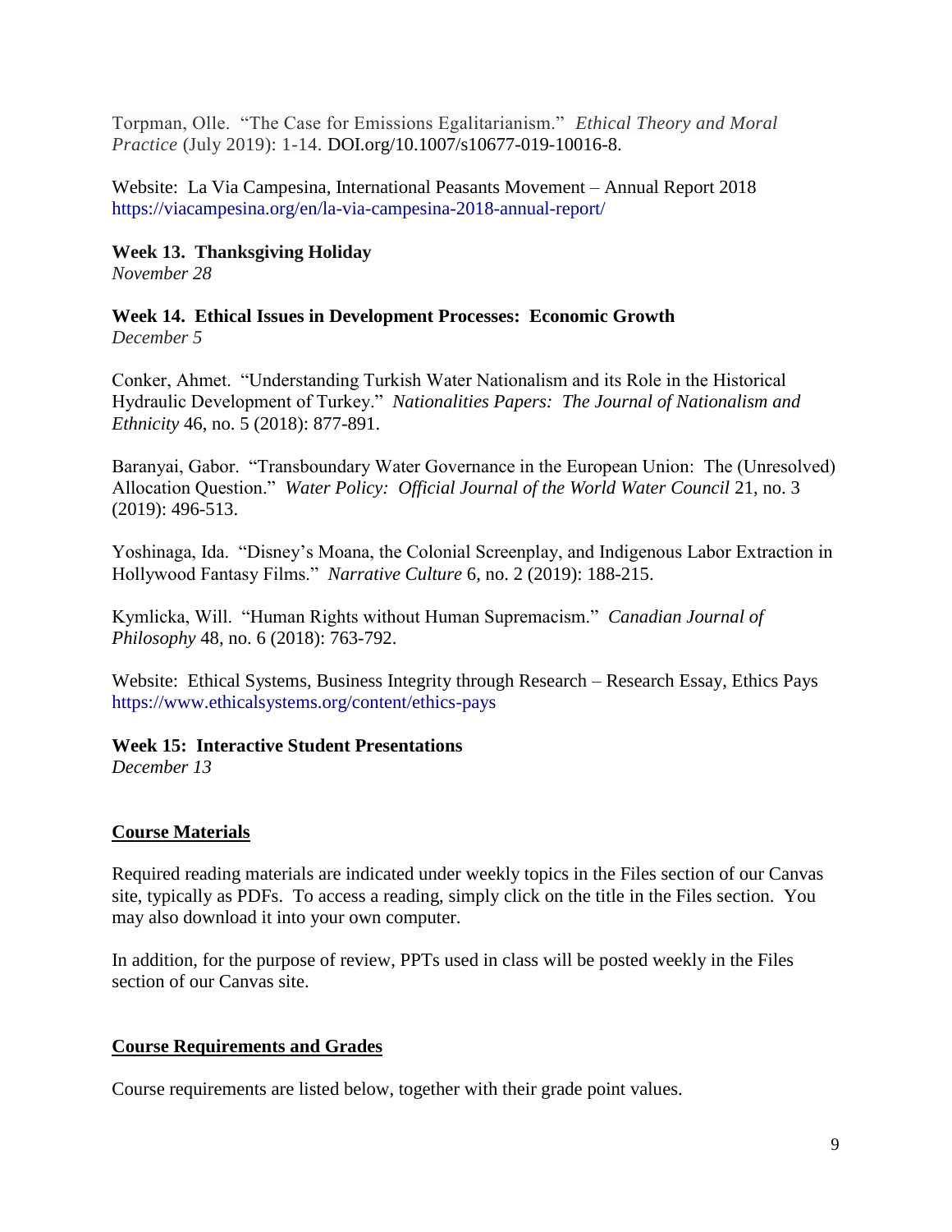Torpman, Olle. "The Case for Emissions Egalitarianism." *Ethical Theory and Moral Practice* (July 2019): 1-14. DOI.org/10.1007/s10677-019-10016-8.

Website: La Via Campesina, International Peasants Movement – Annual Report 2018 https://viacampesina.org/en/la-via-campesina-2018-annual-report/

**Week 13. Thanksgiving Holiday**
*November 28*

**Week 14. Ethical Issues in Development Processes: Economic Growth**
*December 5*

Conker, Ahmet. "Understanding Turkish Water Nationalism and its Role in the Historical Hydraulic Development of Turkey." *Nationalities Papers: The Journal of Nationalism and Ethnicity* 46, no. 5 (2018): 877-891.

Baranyai, Gabor. "Transboundary Water Governance in the European Union: The (Unresolved) Allocation Question." *Water Policy: Official Journal of the World Water Council* 21, no. 3 (2019): 496-513.

Yoshinaga, Ida. "Disney's Moana, the Colonial Screenplay, and Indigenous Labor Extraction in Hollywood Fantasy Films." *Narrative Culture* 6, no. 2 (2019): 188-215.

Kymlicka, Will. "Human Rights without Human Supremacism." *Canadian Journal of Philosophy* 48, no. 6 (2018): 763-792.

Website: Ethical Systems, Business Integrity through Research – Research Essay, Ethics Pays https://www.ethicalsystems.org/content/ethics-pays

**Week 15: Interactive Student Presentations**
*December 13*

## Course Materials

Required reading materials are indicated under weekly topics in the Files section of our Canvas site, typically as PDFs. To access a reading, simply click on the title in the Files section. You may also download it into your own computer.

In addition, for the purpose of review, PPTs used in class will be posted weekly in the Files section of our Canvas site.

## Course Requirements and Grades

Course requirements are listed below, together with their grade point values.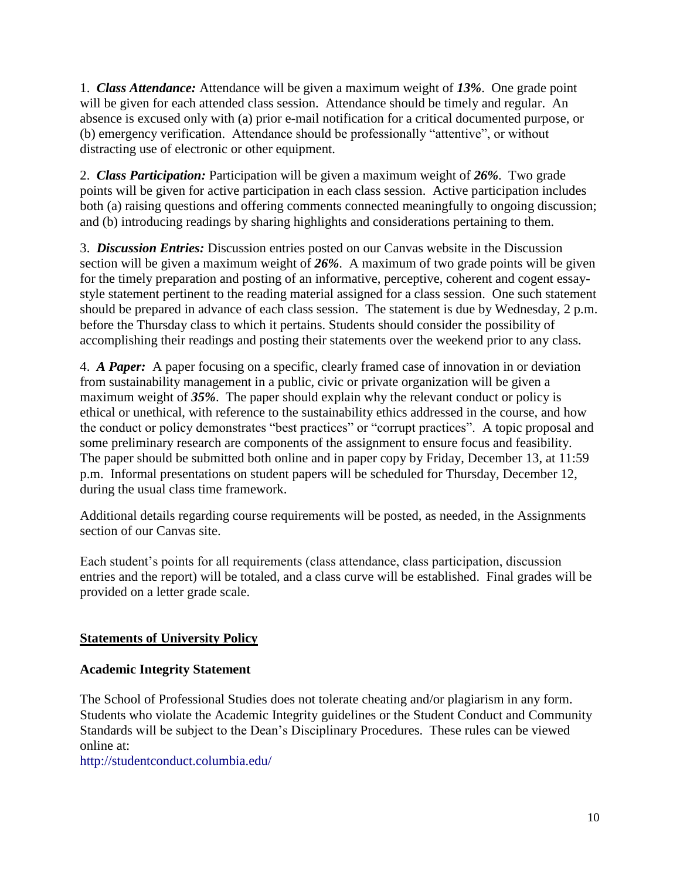1. ***Class Attendance:*** Attendance will be given a maximum weight of ***13%***. One grade point will be given for each attended class session. Attendance should be timely and regular. An absence is excused only with (a) prior e-mail notification for a critical documented purpose, or (b) emergency verification. Attendance should be professionally "attentive", or without distracting use of electronic or other equipment.

2. ***Class Participation:*** Participation will be given a maximum weight of ***26%***. Two grade points will be given for active participation in each class session. Active participation includes both (a) raising questions and offering comments connected meaningfully to ongoing discussion; and (b) introducing readings by sharing highlights and considerations pertaining to them.

3. ***Discussion Entries:*** Discussion entries posted on our Canvas website in the Discussion section will be given a maximum weight of ***26%***. A maximum of two grade points will be given for the timely preparation and posting of an informative, perceptive, coherent and cogent essay-style statement pertinent to the reading material assigned for a class session. One such statement should be prepared in advance of each class session. The statement is due by Wednesday, 2 p.m. before the Thursday class to which it pertains. Students should consider the possibility of accomplishing their readings and posting their statements over the weekend prior to any class.

4. ***A Paper:*** A paper focusing on a specific, clearly framed case of innovation in or deviation from sustainability management in a public, civic or private organization will be given a maximum weight of ***35%***. The paper should explain why the relevant conduct or policy is ethical or unethical, with reference to the sustainability ethics addressed in the course, and how the conduct or policy demonstrates "best practices" or "corrupt practices". A topic proposal and some preliminary research are components of the assignment to ensure focus and feasibility. The paper should be submitted both online and in paper copy by Friday, December 13, at 11:59 p.m. Informal presentations on student papers will be scheduled for Thursday, December 12, during the usual class time framework.

Additional details regarding course requirements will be posted, as needed, in the Assignments section of our Canvas site.

Each student's points for all requirements (class attendance, class participation, discussion entries and the report) will be totaled, and a class curve will be established. Final grades will be provided on a letter grade scale.

## Statements of University Policy

### Academic Integrity Statement

The School of Professional Studies does not tolerate cheating and/or plagiarism in any form. Students who violate the Academic Integrity guidelines or the Student Conduct and Community Standards will be subject to the Dean's Disciplinary Procedures. These rules can be viewed online at:
http://studentconduct.columbia.edu/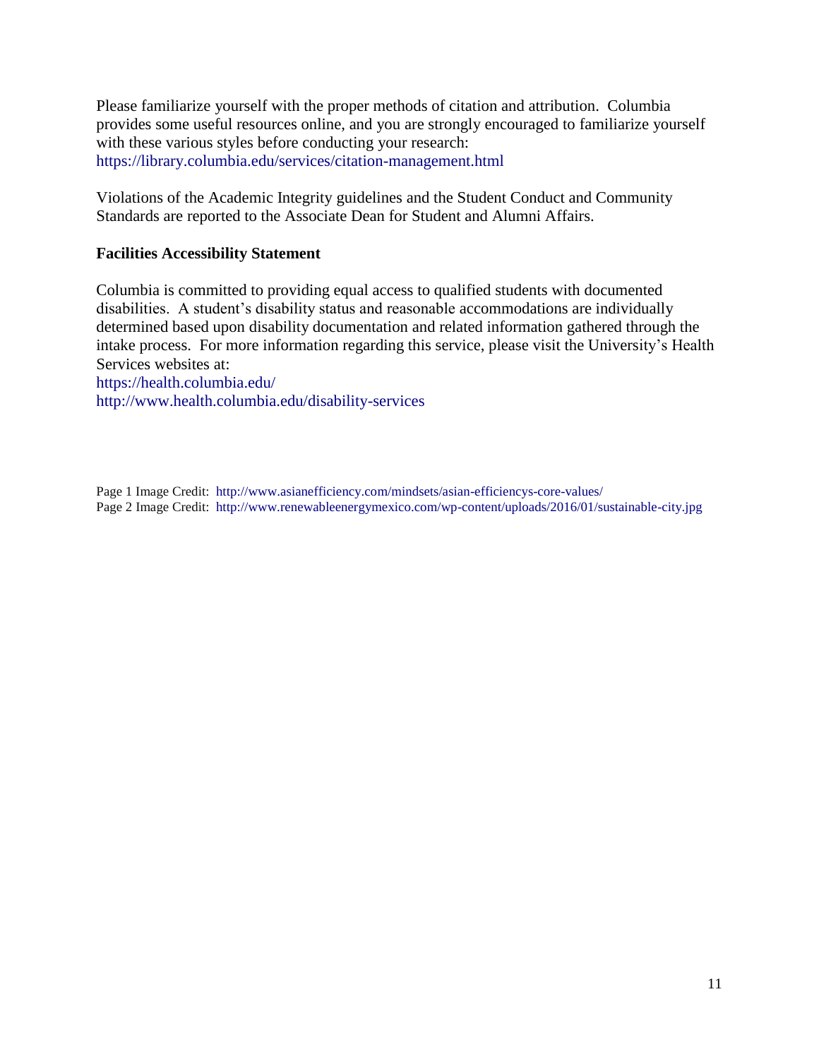Please familiarize yourself with the proper methods of citation and attribution. Columbia provides some useful resources online, and you are strongly encouraged to familiarize yourself with these various styles before conducting your research:
https://library.columbia.edu/services/citation-management.html

Violations of the Academic Integrity guidelines and the Student Conduct and Community Standards are reported to the Associate Dean for Student and Alumni Affairs.

**Facilities Accessibility Statement**

Columbia is committed to providing equal access to qualified students with documented disabilities. A student's disability status and reasonable accommodations are individually determined based upon disability documentation and related information gathered through the intake process. For more information regarding this service, please visit the University's Health Services websites at:
https://health.columbia.edu/
http://www.health.columbia.edu/disability-services

Page 1 Image Credit: http://www.asianefficiency.com/mindsets/asian-efficiencys-core-values/
Page 2 Image Credit: http://www.renewableenergymexico.com/wp-content/uploads/2016/01/sustainable-city.jpg